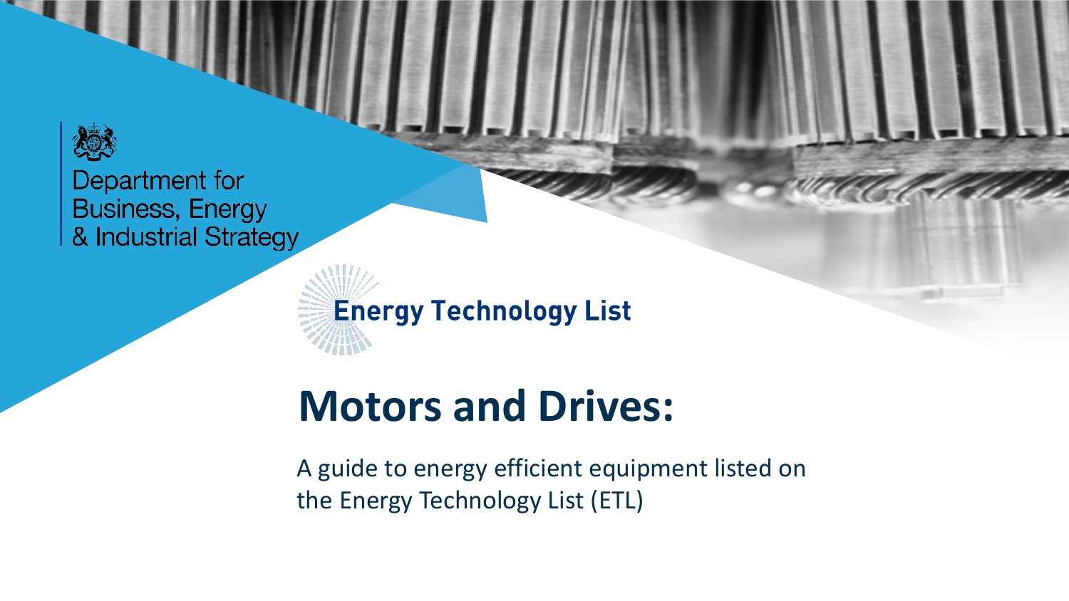Department for Business, Energy & Industrial Strategy

Energy Technology List

# Motors and Drives:

A guide to energy efficient equipment listed on the Energy Technology List (ETL)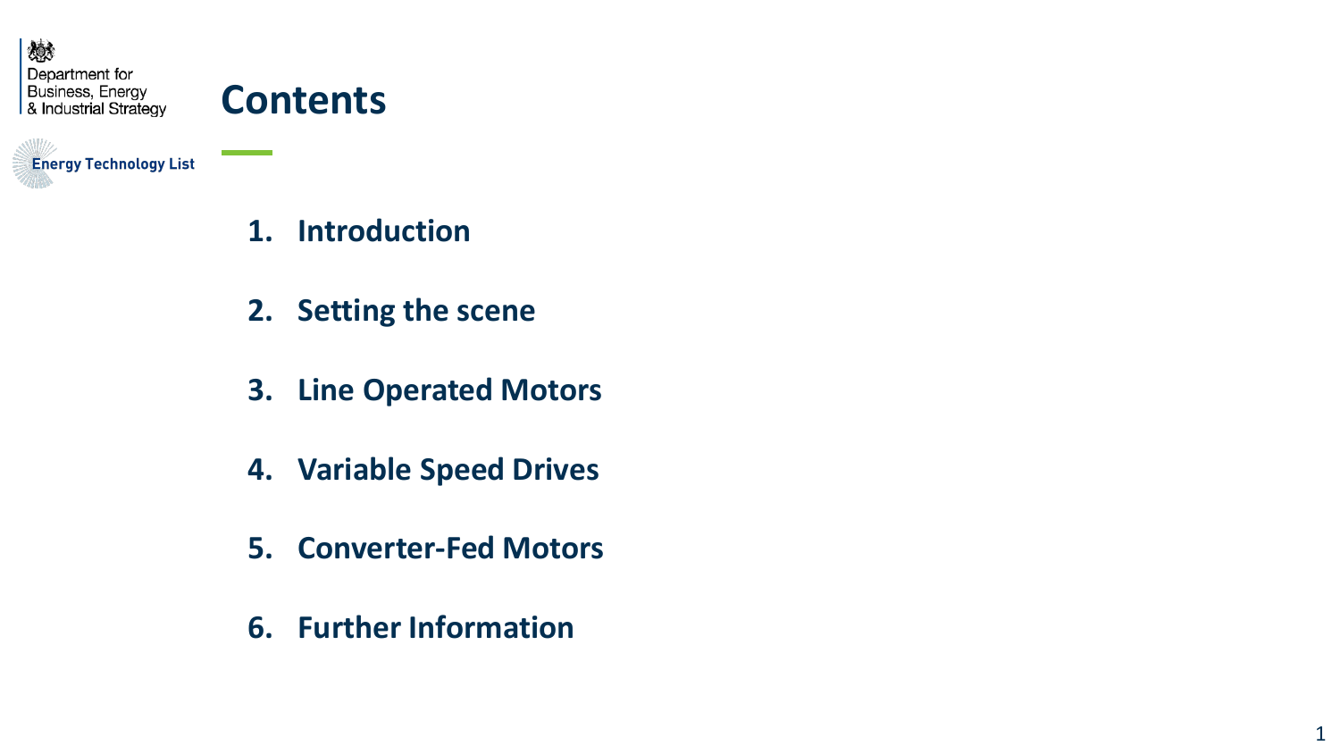# Contents

1. Introduction
2. Setting the scene
3. Line Operated Motors
4. Variable Speed Drives
5. Converter-Fed Motors
6. Further Information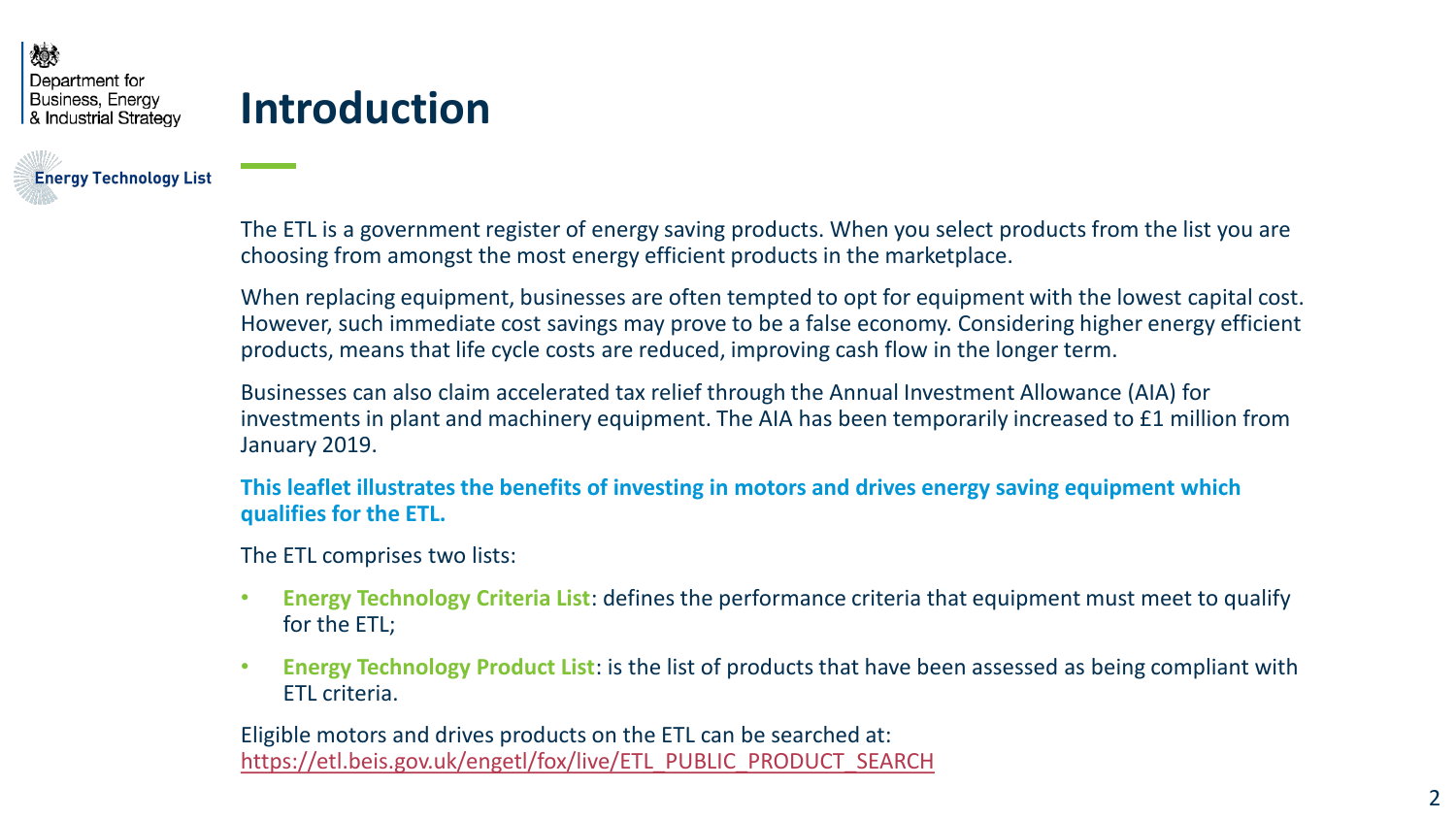# Introduction

The ETL is a government register of energy saving products. When you select products from the list you are choosing from amongst the most energy efficient products in the marketplace.

When replacing equipment, businesses are often tempted to opt for equipment with the lowest capital cost. However, such immediate cost savings may prove to be a false economy. Considering higher energy efficient products, means that life cycle costs are reduced, improving cash flow in the longer term.

Businesses can also claim accelerated tax relief through the Annual Investment Allowance (AIA) for investments in plant and machinery equipment. The AIA has been temporarily increased to £1 million from January 2019.

**This leaflet illustrates the benefits of investing in motors and drives energy saving equipment which qualifies for the ETL.**

The ETL comprises two lists:

- **Energy Technology Criteria List**: defines the performance criteria that equipment must meet to qualify for the ETL;
- **Energy Technology Product List**: is the list of products that have been assessed as being compliant with ETL criteria.

Eligible motors and drives products on the ETL can be searched at:
https://etl.beis.gov.uk/engetl/fox/live/ETL_PUBLIC_PRODUCT_SEARCH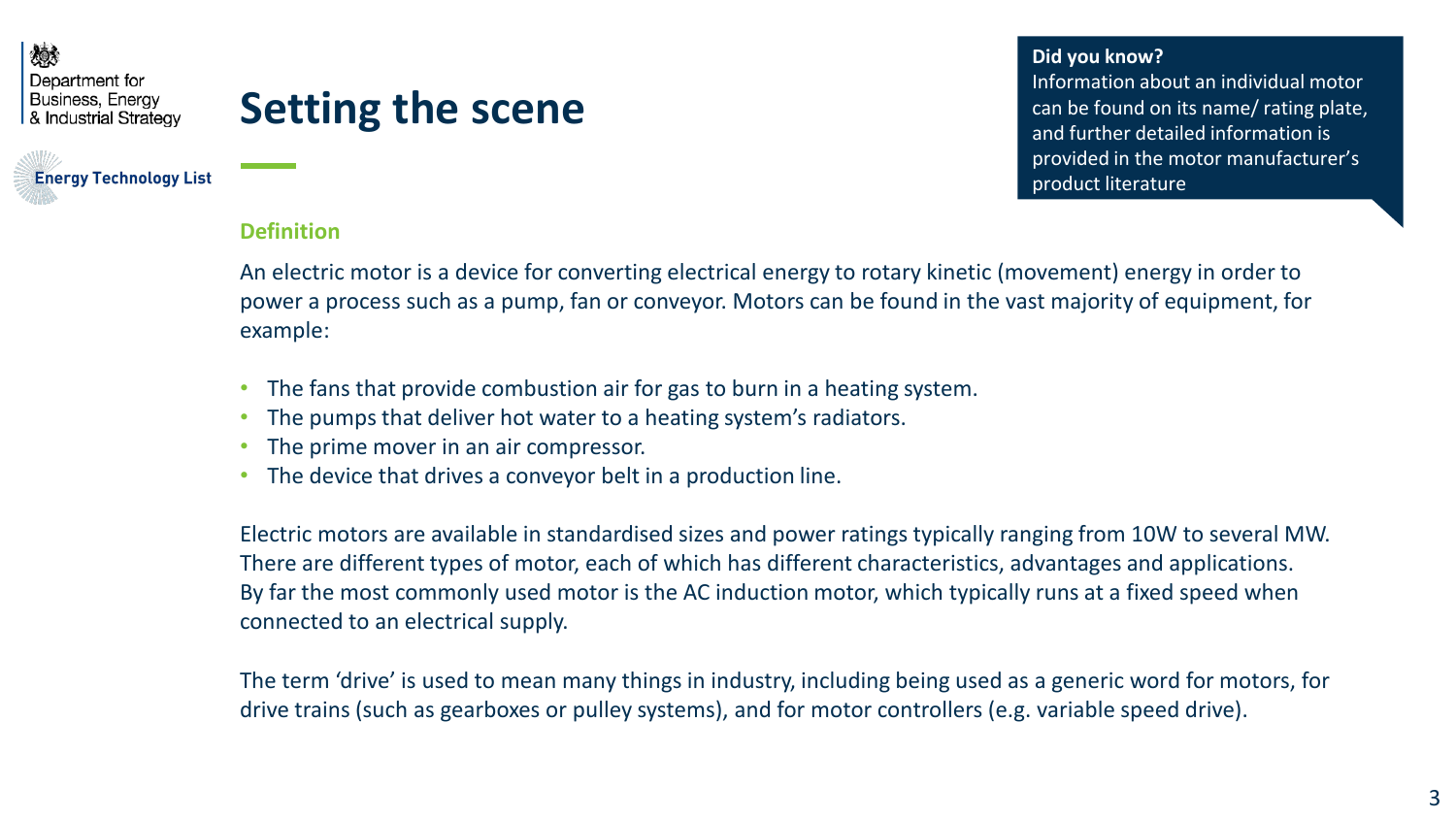# Setting the scene

**Did you know?**
Information about an individual motor can be found on its name/ rating plate, and further detailed information is provided in the motor manufacturer's product literature

## Definition

An electric motor is a device for converting electrical energy to rotary kinetic (movement) energy in order to power a process such as a pump, fan or conveyor. Motors can be found in the vast majority of equipment, for example:

- The fans that provide combustion air for gas to burn in a heating system.
- The pumps that deliver hot water to a heating system's radiators.
- The prime mover in an air compressor.
- The device that drives a conveyor belt in a production line.

Electric motors are available in standardised sizes and power ratings typically ranging from 10W to several MW. There are different types of motor, each of which has different characteristics, advantages and applications. By far the most commonly used motor is the AC induction motor, which typically runs at a fixed speed when connected to an electrical supply.

The term 'drive' is used to mean many things in industry, including being used as a generic word for motors, for drive trains (such as gearboxes or pulley systems), and for motor controllers (e.g. variable speed drive).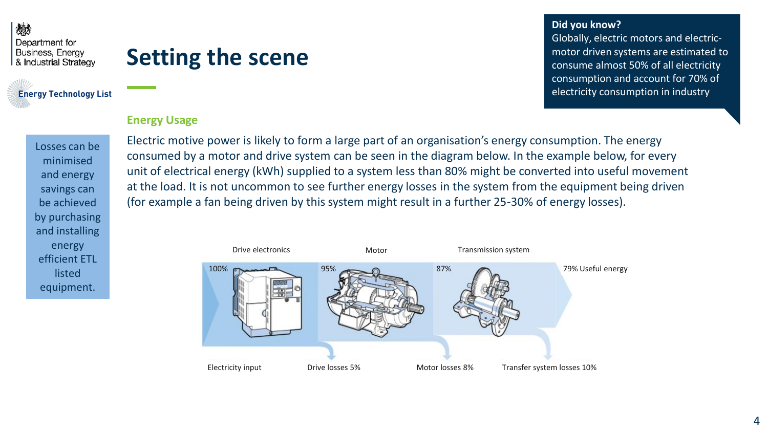# Setting the scene

**Did you know?**
Globally, electric motors and electric-motor driven systems are estimated to consume almost 50% of all electricity consumption and account for 70% of electricity consumption in industry

Losses can be minimised and energy savings can be achieved by purchasing and installing energy efficient ETL listed equipment.

## Energy Usage

Electric motive power is likely to form a large part of an organisation's energy consumption. The energy consumed by a motor and drive system can be seen in the diagram below. In the example below, for every unit of electrical energy (kWh) supplied to a system less than 80% might be converted into useful movement at the load. It is not uncommon to see further energy losses in the system from the equipment being driven (for example a fan being driven by this system might result in a further 25-30% of energy losses).

Drive electronics — Motor — Transmission system

100% — 95% — 87% — 79% Useful energy

Electricity input — Drive losses 5% — Motor losses 8% — Transfer system losses 10%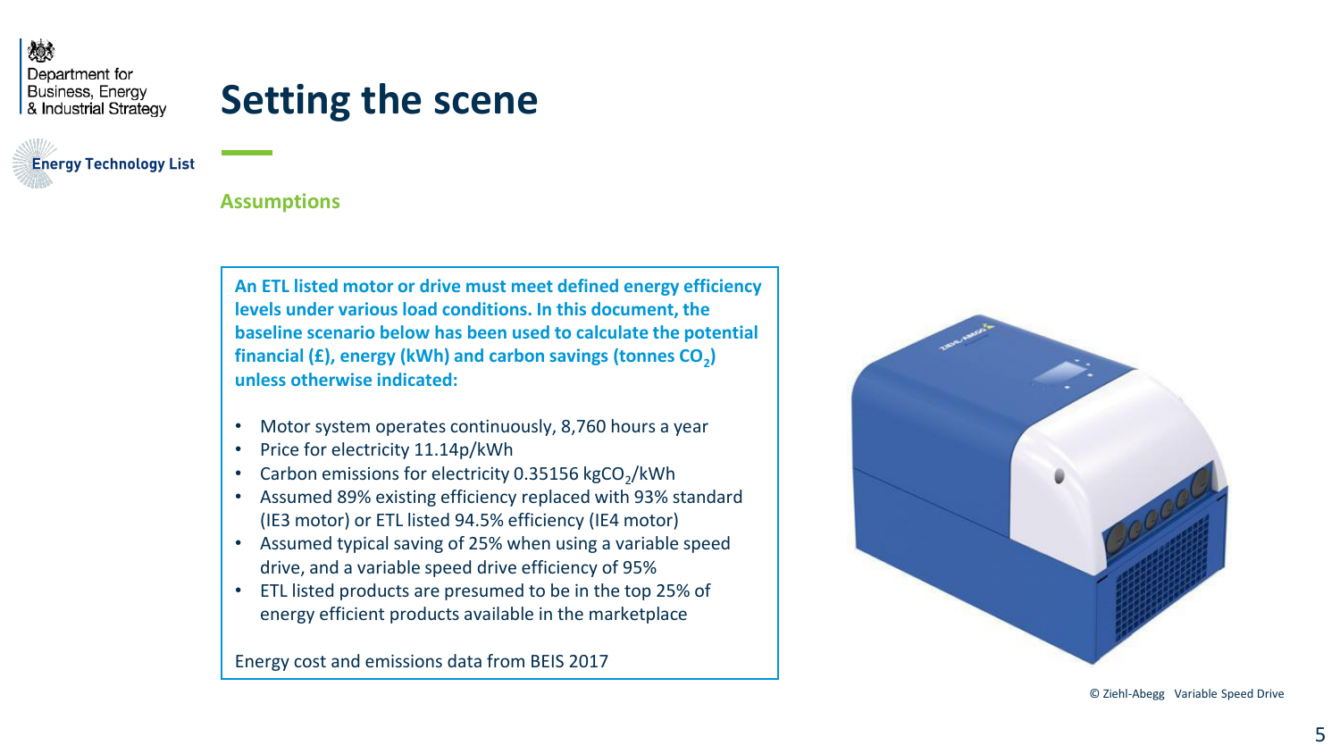Department for Business, Energy & Industrial Strategy

Energy Technology List

# Setting the scene

## Assumptions

**An ETL listed motor or drive must meet defined energy efficiency levels under various load conditions. In this document, the baseline scenario below has been used to calculate the potential financial (£), energy (kWh) and carbon savings (tonnes $CO_2$) unless otherwise indicated:**

- Motor system operates continuously, 8,760 hours a year
- Price for electricity 11.14p/kWh
- Carbon emissions for electricity 0.35156 $kgCO_2$/kWh
- Assumed 89% existing efficiency replaced with 93% standard (IE3 motor) or ETL listed 94.5% efficiency (IE4 motor)
- Assumed typical saving of 25% when using a variable speed drive, and a variable speed drive efficiency of 95%
- ETL listed products are presumed to be in the top 25% of energy efficient products available in the marketplace

Energy cost and emissions data from BEIS 2017

© Ziehl-Abegg Variable Speed Drive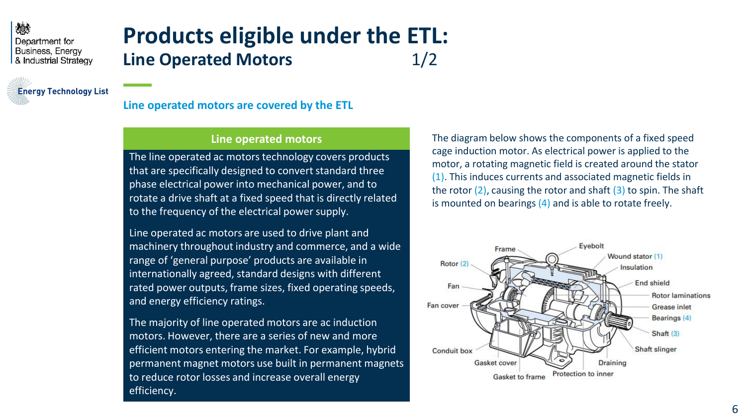# Products eligible under the ETL:

## Line Operated Motors 1/2

**Line operated motors are covered by the ETL**

### Line operated motors

The line operated ac motors technology covers products that are specifically designed to convert standard three phase electrical power into mechanical power, and to rotate a drive shaft at a fixed speed that is directly related to the frequency of the electrical power supply.

Line operated ac motors are used to drive plant and machinery throughout industry and commerce, and a wide range of 'general purpose' products are available in internationally agreed, standard designs with different rated power outputs, frame sizes, fixed operating speeds, and energy efficiency ratings.

The majority of line operated motors are ac induction motors. However, there are a series of new and more efficient motors entering the market. For example, hybrid permanent magnet motors use built in permanent magnets to reduce rotor losses and increase overall energy efficiency.

The diagram below shows the components of a fixed speed cage induction motor. As electrical power is applied to the motor, a rotating magnetic field is created around the stator (1). This induces currents and associated magnetic fields in the rotor (2), causing the rotor and shaft (3) to spin. The shaft is mounted on bearings (4) and is able to rotate freely.

Frame, Eyebolt, Wound stator (1), Insulation, Rotor (2), Fan, Fan cover, End shield, Rotor laminations, Grease inlet, Bearings (4), Shaft (3), Shaft slinger, Conduit box, Gasket cover, Gasket to frame, Draining, Protection to inner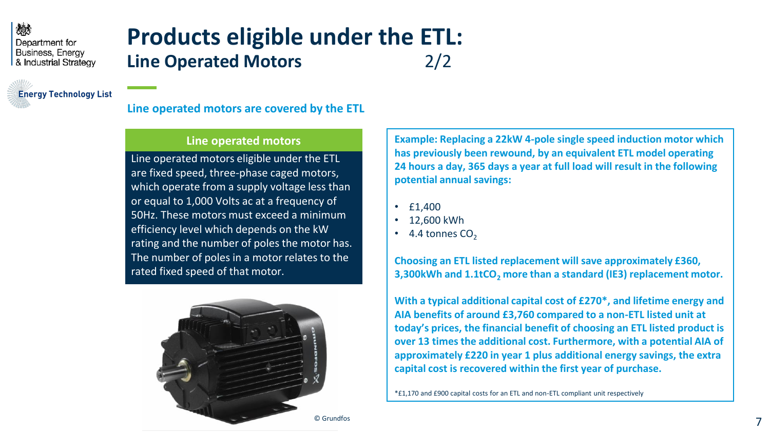# Products eligible under the ETL:

## Line Operated Motors 2/2

**Line operated motors are covered by the ETL**

### Line operated motors

Line operated motors eligible under the ETL are fixed speed, three-phase caged motors, which operate from a supply voltage less than or equal to 1,000 Volts ac at a frequency of 50Hz. These motors must exceed a minimum efficiency level which depends on the kW rating and the number of poles the motor has. The number of poles in a motor relates to the rated fixed speed of that motor.

© Grundfos

**Example: Replacing a 22kW 4-pole single speed induction motor which has previously been rewound, by an equivalent ETL model operating 24 hours a day, 365 days a year at full load will result in the following potential annual savings:**

- £1,400
- 12,600 kWh
- 4.4 tonnes $CO_2$

**Choosing an ETL listed replacement will save approximately £360, 3,300kWh and 1.1t$CO_2$ more than a standard (IE3) replacement motor.**

**With a typical additional capital cost of £270*, and lifetime energy and AIA benefits of around £3,760 compared to a non-ETL listed unit at today's prices, the financial benefit of choosing an ETL listed product is over 13 times the additional cost. Furthermore, with a potential AIA of approximately £220 in year 1 plus additional energy savings, the extra capital cost is recovered within the first year of purchase.**

*£1,170 and £900 capital costs for an ETL and non-ETL compliant unit respectively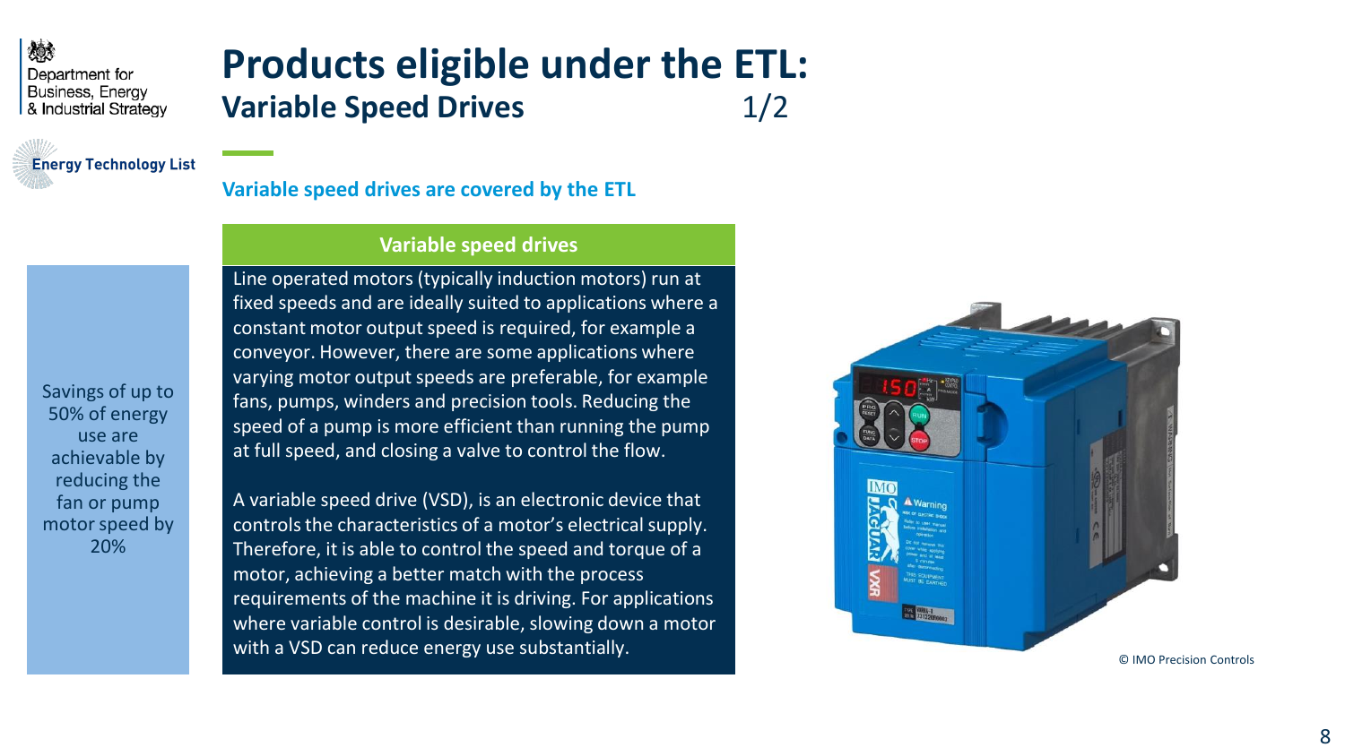# Products eligible under the ETL:

## Variable Speed Drives 1/2

**Variable speed drives are covered by the ETL**

Savings of up to 50% of energy use are achievable by reducing the fan or pump motor speed by 20%

### Variable speed drives

Line operated motors (typically induction motors) run at fixed speeds and are ideally suited to applications where a constant motor output speed is required, for example a conveyor. However, there are some applications where varying motor output speeds are preferable, for example fans, pumps, winders and precision tools. Reducing the speed of a pump is more efficient than running the pump at full speed, and closing a valve to control the flow.

A variable speed drive (VSD), is an electronic device that controls the characteristics of a motor's electrical supply. Therefore, it is able to control the speed and torque of a motor, achieving a better match with the process requirements of the machine it is driving. For applications where variable control is desirable, slowing down a motor with a VSD can reduce energy use substantially.

© IMO Precision Controls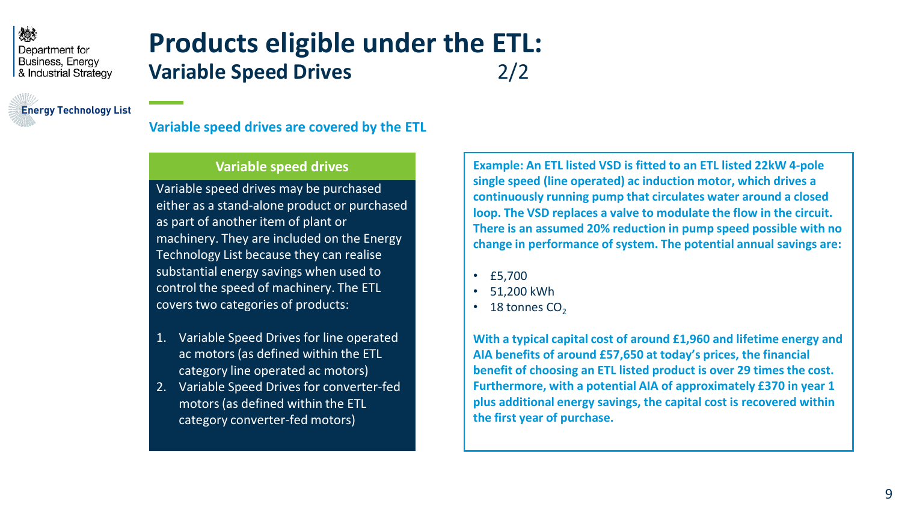# Products eligible under the ETL:

## Variable Speed Drives 2/2

**Variable speed drives are covered by the ETL**

### Variable speed drives

Variable speed drives may be purchased either as a stand-alone product or purchased as part of another item of plant or machinery. They are included on the Energy Technology List because they can realise substantial energy savings when used to control the speed of machinery. The ETL covers two categories of products:

1. Variable Speed Drives for line operated ac motors (as defined within the ETL category line operated ac motors)
2. Variable Speed Drives for converter-fed motors (as defined within the ETL category converter-fed motors)

**Example: An ETL listed VSD is fitted to an ETL listed 22kW 4-pole single speed (line operated) ac induction motor, which drives a continuously running pump that circulates water around a closed loop. The VSD replaces a valve to modulate the flow in the circuit. There is an assumed 20% reduction in pump speed possible with no change in performance of system. The potential annual savings are:**

- £5,700
- 51,200 kWh
- 18 tonnes $CO_2$

**With a typical capital cost of around £1,960 and lifetime energy and AIA benefits of around £57,650 at today's prices, the financial benefit of choosing an ETL listed product is over 29 times the cost. Furthermore, with a potential AIA of approximately £370 in year 1 plus additional energy savings, the capital cost is recovered within the first year of purchase.**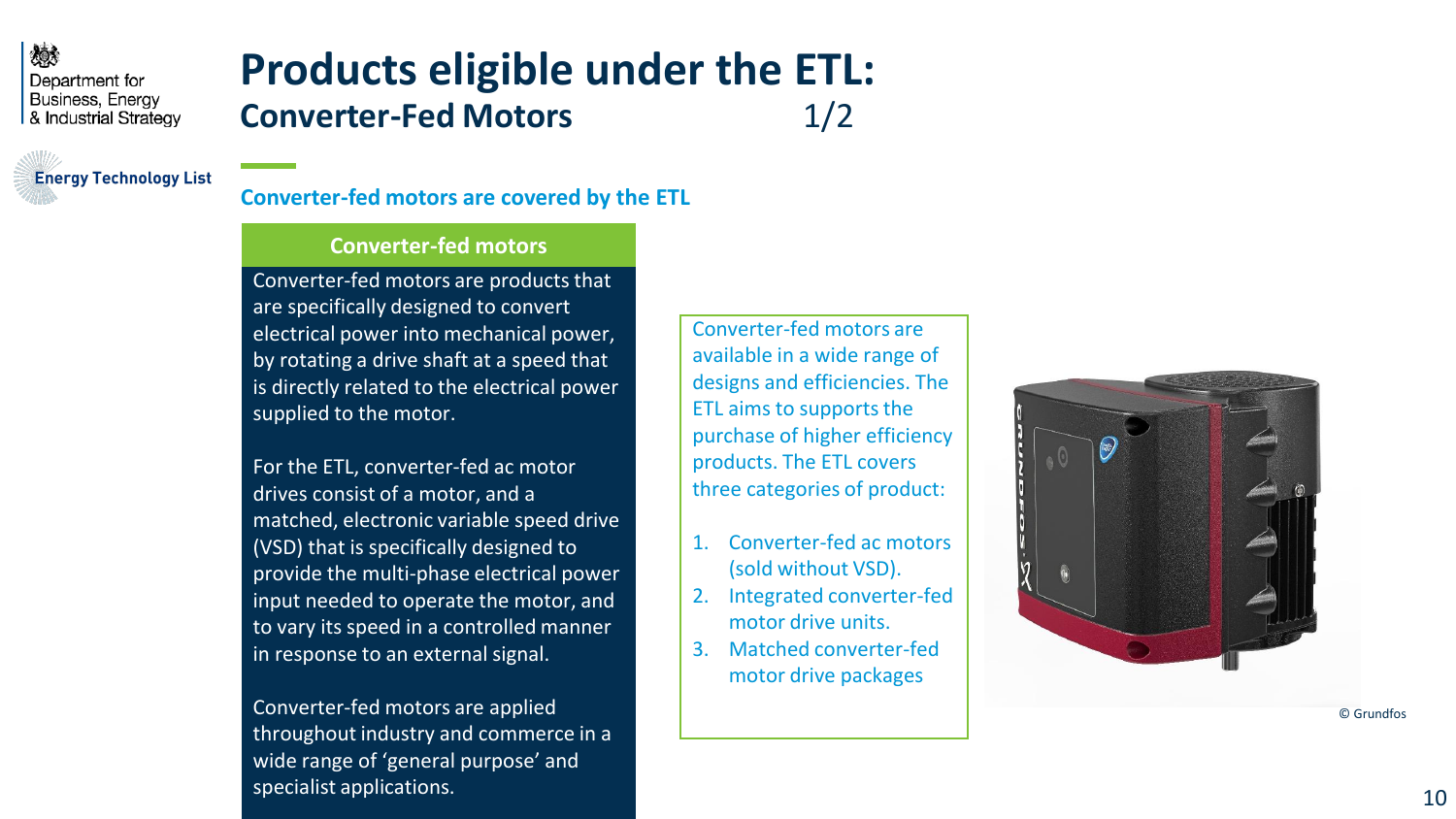# Products eligible under the ETL:

## Converter-Fed Motors 1/2

### Converter-fed motors are covered by the ETL

**Converter-fed motors**

Converter-fed motors are products that are specifically designed to convert electrical power into mechanical power, by rotating a drive shaft at a speed that is directly related to the electrical power supplied to the motor.

For the ETL, converter-fed ac motor drives consist of a motor, and a matched, electronic variable speed drive (VSD) that is specifically designed to provide the multi-phase electrical power input needed to operate the motor, and to vary its speed in a controlled manner in response to an external signal.

Converter-fed motors are applied throughout industry and commerce in a wide range of 'general purpose' and specialist applications.

Converter-fed motors are available in a wide range of designs and efficiencies. The ETL aims to supports the purchase of higher efficiency products. The ETL covers three categories of product:

1. Converter-fed ac motors (sold without VSD).
2. Integrated converter-fed motor drive units.
3. Matched converter-fed motor drive packages

© Grundfos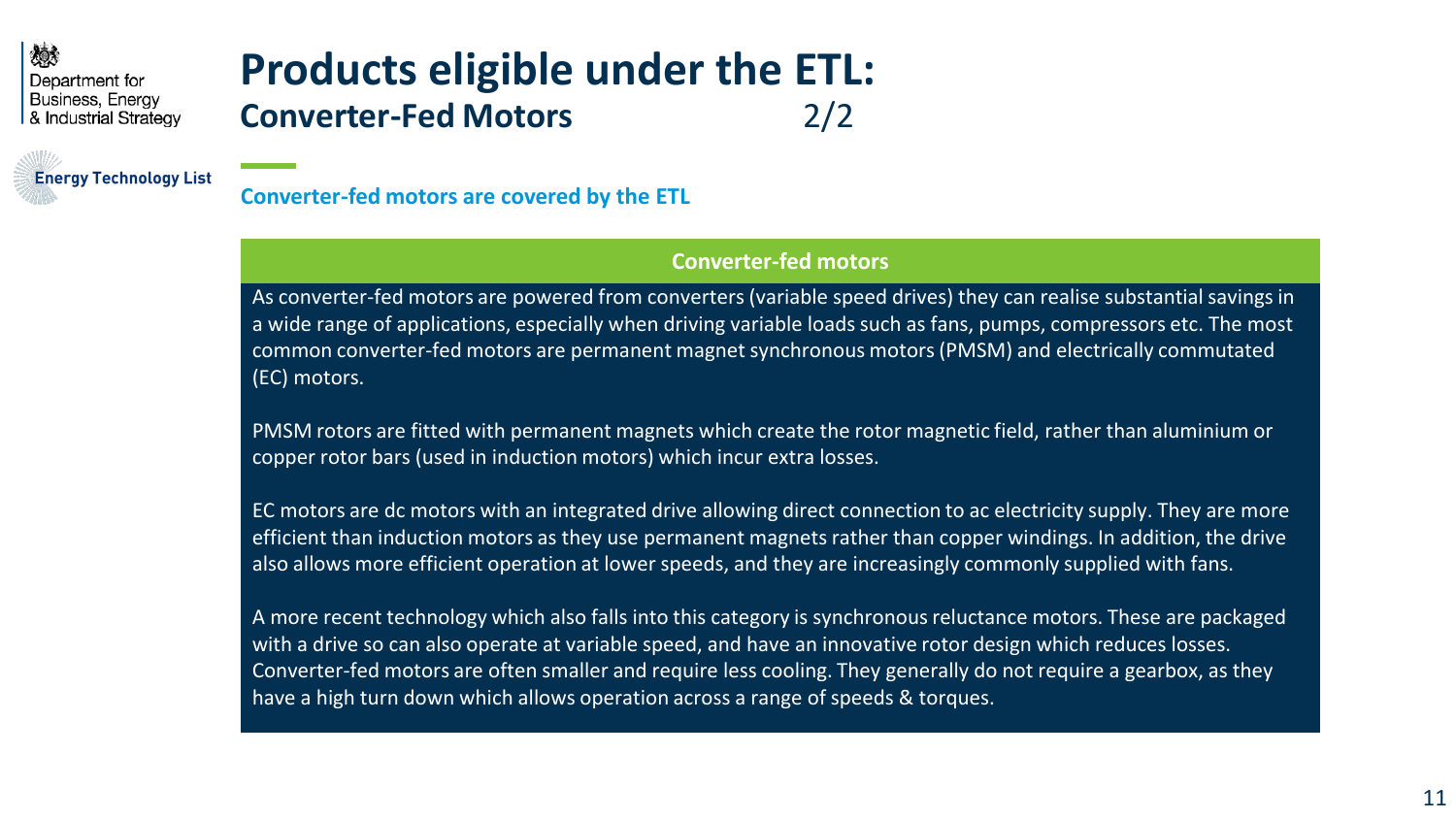# Products eligible under the ETL:

## Converter-Fed Motors 2/2

**Converter-fed motors are covered by the ETL**

### Converter-fed motors

As converter-fed motors are powered from converters (variable speed drives) they can realise substantial savings in a wide range of applications, especially when driving variable loads such as fans, pumps, compressors etc. The most common converter-fed motors are permanent magnet synchronous motors (PMSM) and electrically commutated (EC) motors.

PMSM rotors are fitted with permanent magnets which create the rotor magnetic field, rather than aluminium or copper rotor bars (used in induction motors) which incur extra losses.

EC motors are dc motors with an integrated drive allowing direct connection to ac electricity supply. They are more efficient than induction motors as they use permanent magnets rather than copper windings. In addition, the drive also allows more efficient operation at lower speeds, and they are increasingly commonly supplied with fans.

A more recent technology which also falls into this category is synchronous reluctance motors. These are packaged with a drive so can also operate at variable speed, and have an innovative rotor design which reduces losses. Converter-fed motors are often smaller and require less cooling. They generally do not require a gearbox, as they have a high turn down which allows operation across a range of speeds & torques.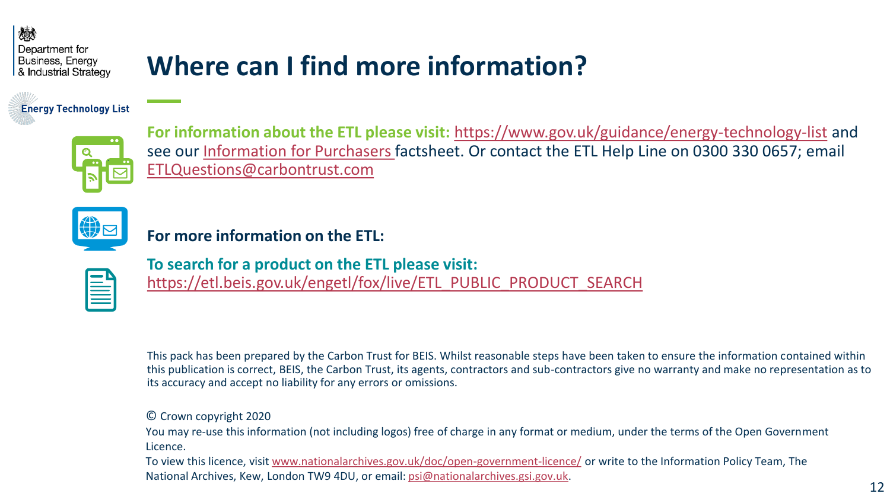Department for Business, Energy & Industrial Strategy

Energy Technology List

# Where can I find more information?

**For information about the ETL please visit:** https://www.gov.uk/guidance/energy-technology-list and see our Information for Purchasers factsheet. Or contact the ETL Help Line on 0300 330 0657; email ETLQuestions@carbontrust.com

**For more information on the ETL:**

**To search for a product on the ETL please visit:** https://etl.beis.gov.uk/engetl/fox/live/ETL_PUBLIC_PRODUCT_SEARCH

This pack has been prepared by the Carbon Trust for BEIS. Whilst reasonable steps have been taken to ensure the information contained within this publication is correct, BEIS, the Carbon Trust, its agents, contractors and sub-contractors give no warranty and make no representation as to its accuracy and accept no liability for any errors or omissions.

© Crown copyright 2020

You may re-use this information (not including logos) free of charge in any format or medium, under the terms of the Open Government Licence.

To view this licence, visit www.nationalarchives.gov.uk/doc/open-government-licence/ or write to the Information Policy Team, The National Archives, Kew, London TW9 4DU, or email: psi@nationalarchives.gsi.gov.uk.